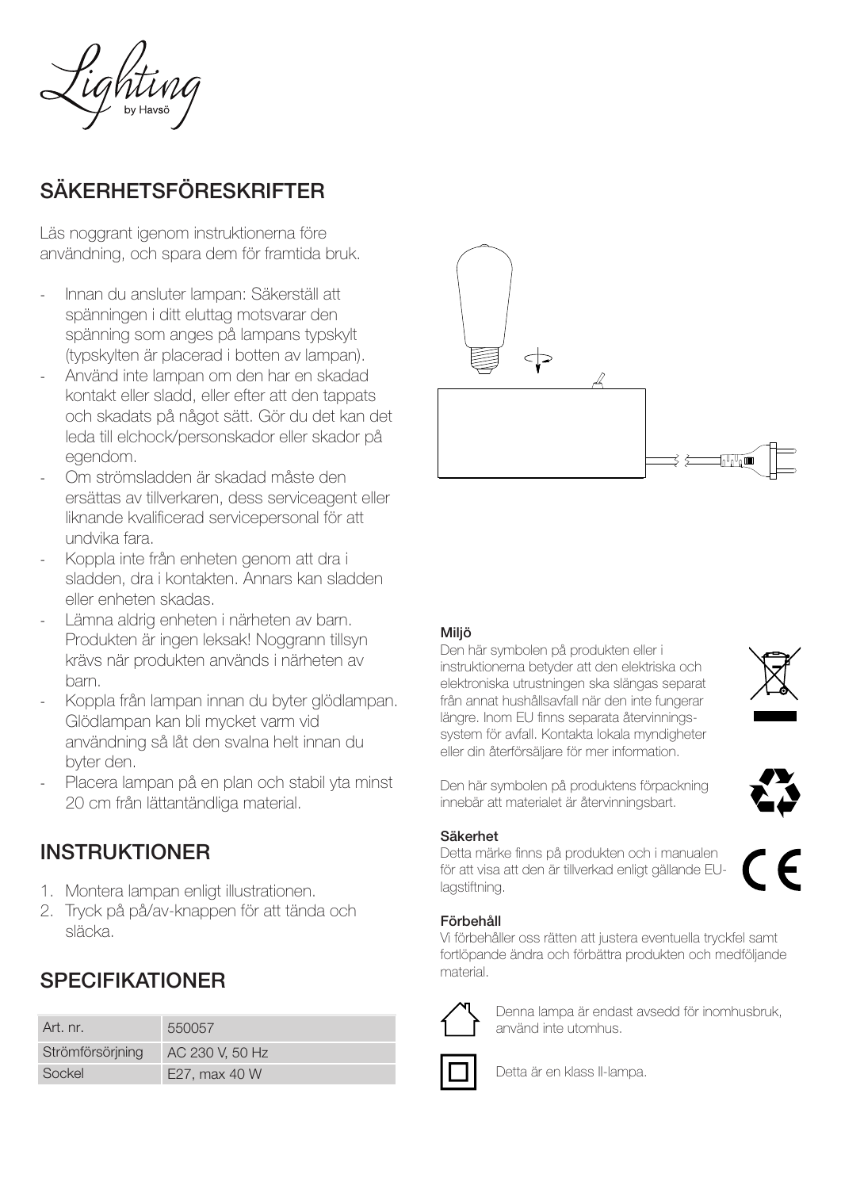Lighting by Havsö

## SÄKERHETSFÖRESKRIFTER

Läs noggrant igenom instruktionerna före användning, och spara dem för framtida bruk.

- Innan du ansluter lampan: Säkerställ att spänningen i ditt eluttag motsvarar den spänning som anges på lampans typskylt (typskylten är placerad i botten av lampan).
- Använd inte lampan om den har en skadad kontakt eller sladd, eller efter att den tappats och skadats på något sätt. Gör du det kan det leda till elchock/personskador eller skador på egendom.
- Om strömsladden är skadad måste den ersättas av tillverkaren, dess serviceagent eller liknande kvalificerad servicepersonal för att undvika fara.
- Koppla inte från enheten genom att dra i sladden, dra i kontakten. Annars kan sladden eller enheten skadas.
- Lämna aldrig enheten i närheten av barn. Produkten är ingen leksak! Noggrann tillsyn krävs när produkten används i närheten av barn.
- Koppla från lampan innan du byter glödlampan. Glödlampan kan bli mycket varm vid användning så låt den svalna helt innan du byter den.
- Placera lampan på en plan och stabil yta minst 20 cm från lättantändliga material.

## INSTRUKTIONER

1. Montera lampan enligt illustrationen.
2. Tryck på på/av-knappen för att tända och släcka.

## SPECIFIKATIONER

| Art. nr. | 550057 |
|---|---|
| Strömförsörjning | AC 230 V, 50 Hz |
| Sockel | E27, max 40 W |

**Miljö**

Den här symbolen på produkten eller i instruktionerna betyder att den elektriska och elektroniska utrustningen ska slängas separat från annat hushållsavfall när den inte fungerar längre. Inom EU finns separata återvinningssystem för avfall. Kontakta lokala myndigheter eller din återförsäljare för mer information.

Den här symbolen på produktens förpackning innebär att materialet är återvinningsbart.

**Säkerhet**

Detta märke finns på produkten och i manualen för att visa att den är tillverkad enligt gällande EU-lagstiftning.

**Förbehåll**

Vi förbehåller oss rätten att justera eventuella tryckfel samt fortlöpande ändra och förbättra produkten och medföljande material.

Denna lampa är endast avsedd för inomhusbruk, använd inte utomhus.

Detta är en klass II-lampa.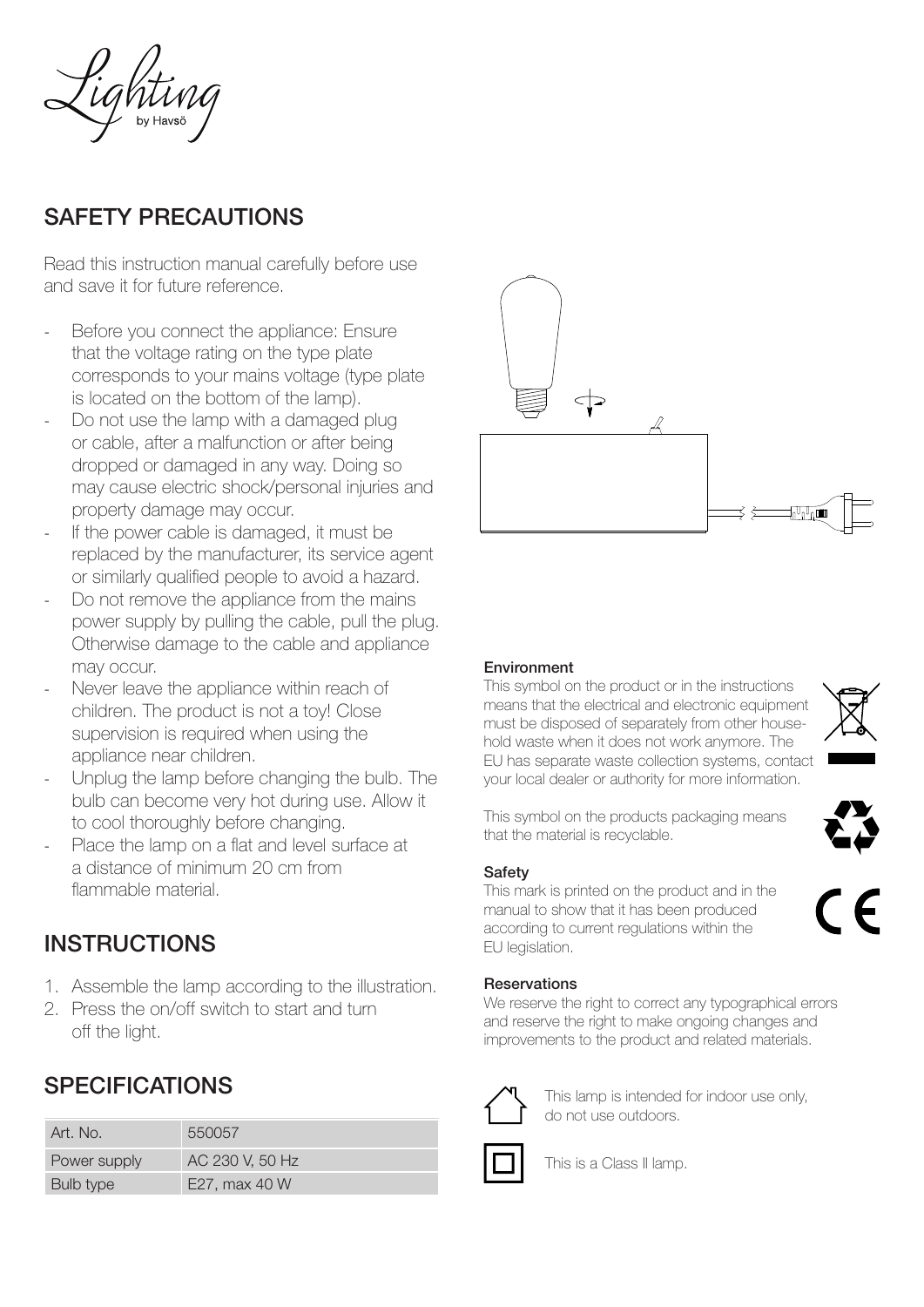Lighting by Havsö

## SAFETY PRECAUTIONS

Read this instruction manual carefully before use and save it for future reference.

- Before you connect the appliance: Ensure that the voltage rating on the type plate corresponds to your mains voltage (type plate is located on the bottom of the lamp).
- Do not use the lamp with a damaged plug or cable, after a malfunction or after being dropped or damaged in any way. Doing so may cause electric shock/personal injuries and property damage may occur.
- If the power cable is damaged, it must be replaced by the manufacturer, its service agent or similarly qualified people to avoid a hazard.
- Do not remove the appliance from the mains power supply by pulling the cable, pull the plug. Otherwise damage to the cable and appliance may occur.
- Never leave the appliance within reach of children. The product is not a toy! Close supervision is required when using the appliance near children.
- Unplug the lamp before changing the bulb. The bulb can become very hot during use. Allow it to cool thoroughly before changing.
- Place the lamp on a flat and level surface at a distance of minimum 20 cm from flammable material.

## INSTRUCTIONS

1. Assemble the lamp according to the illustration.
2. Press the on/off switch to start and turn off the light.

## SPECIFICATIONS

| | |
|---|---|
| Art. No. | 550057 |
| Power supply | AC 230 V, 50 Hz |
| Bulb type | E27, max 40 W |

**Environment**

This symbol on the product or in the instructions means that the electrical and electronic equipment must be disposed of separately from other household waste when it does not work anymore. The EU has separate waste collection systems, contact your local dealer or authority for more information.

This symbol on the products packaging means that the material is recyclable.

**Safety**

This mark is printed on the product and in the manual to show that it has been produced according to current regulations within the EU legislation.

**Reservations**

We reserve the right to correct any typographical errors and reserve the right to make ongoing changes and improvements to the product and related materials.

This lamp is intended for indoor use only, do not use outdoors.

This is a Class II lamp.